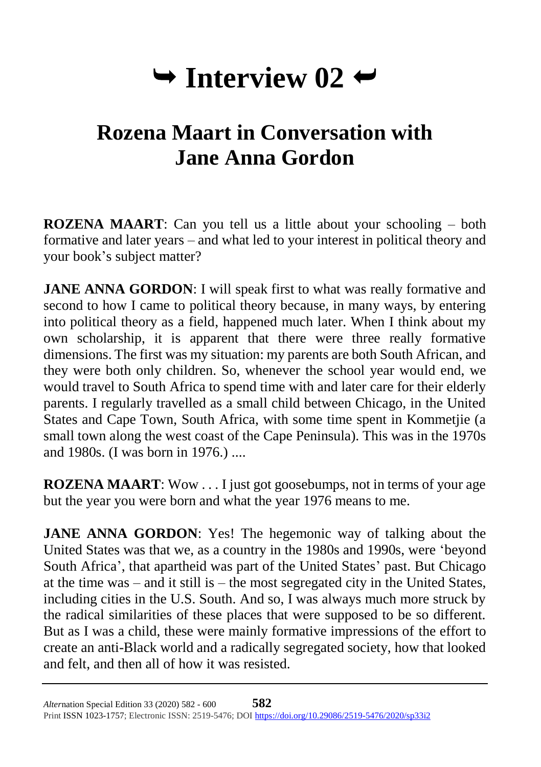# ↪ Interview 02 ↩

## Rozena Maart in Conversation with Jane Anna Gordon

**ROZENA MAART**: Can you tell us a little about your schooling – both formative and later years – and what led to your interest in political theory and your book's subject matter?

**JANE ANNA GORDON**: I will speak first to what was really formative and second to how I came to political theory because, in many ways, by entering into political theory as a field, happened much later. When I think about my own scholarship, it is apparent that there were three really formative dimensions. The first was my situation: my parents are both South African, and they were both only children. So, whenever the school year would end, we would travel to South Africa to spend time with and later care for their elderly parents. I regularly travelled as a small child between Chicago, in the United States and Cape Town, South Africa, with some time spent in Kommetjie (a small town along the west coast of the Cape Peninsula). This was in the 1970s and 1980s. (I was born in 1976.) ....

**ROZENA MAART**: Wow . . . I just got goosebumps, not in terms of your age but the year you were born and what the year 1976 means to me.

**JANE ANNA GORDON**: Yes! The hegemonic way of talking about the United States was that we, as a country in the 1980s and 1990s, were 'beyond South Africa', that apartheid was part of the United States' past. But Chicago at the time was – and it still is – the most segregated city in the United States, including cities in the U.S. South. And so, I was always much more struck by the radical similarities of these places that were supposed to be so different. But as I was a child, these were mainly formative impressions of the effort to create an anti-Black world and a radically segregated society, how that looked and felt, and then all of how it was resisted.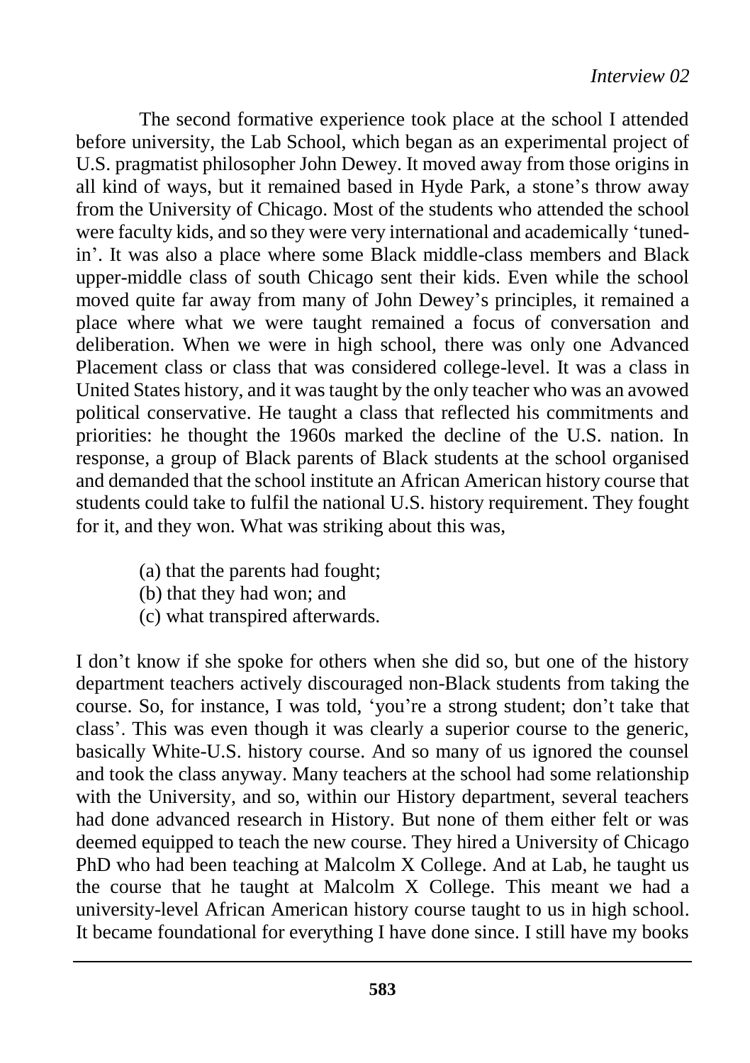The second formative experience took place at the school I attended before university, the Lab School, which began as an experimental project of U.S. pragmatist philosopher John Dewey. It moved away from those origins in all kind of ways, but it remained based in Hyde Park, a stone's throw away from the University of Chicago. Most of the students who attended the school were faculty kids, and so they were very international and academically 'tuned-in'. It was also a place where some Black middle-class members and Black upper-middle class of south Chicago sent their kids. Even while the school moved quite far away from many of John Dewey's principles, it remained a place where what we were taught remained a focus of conversation and deliberation. When we were in high school, there was only one Advanced Placement class or class that was considered college-level. It was a class in United States history, and it was taught by the only teacher who was an avowed political conservative. He taught a class that reflected his commitments and priorities: he thought the 1960s marked the decline of the U.S. nation. In response, a group of Black parents of Black students at the school organised and demanded that the school institute an African American history course that students could take to fulfil the national U.S. history requirement. They fought for it, and they won. What was striking about this was,

(a) that the parents had fought;
(b) that they had won; and
(c) what transpired afterwards.

I don't know if she spoke for others when she did so, but one of the history department teachers actively discouraged non-Black students from taking the course. So, for instance, I was told, 'you're a strong student; don't take that class'. This was even though it was clearly a superior course to the generic, basically White-U.S. history course. And so many of us ignored the counsel and took the class anyway. Many teachers at the school had some relationship with the University, and so, within our History department, several teachers had done advanced research in History. But none of them either felt or was deemed equipped to teach the new course. They hired a University of Chicago PhD who had been teaching at Malcolm X College. And at Lab, he taught us the course that he taught at Malcolm X College. This meant we had a university-level African American history course taught to us in high school. It became foundational for everything I have done since. I still have my books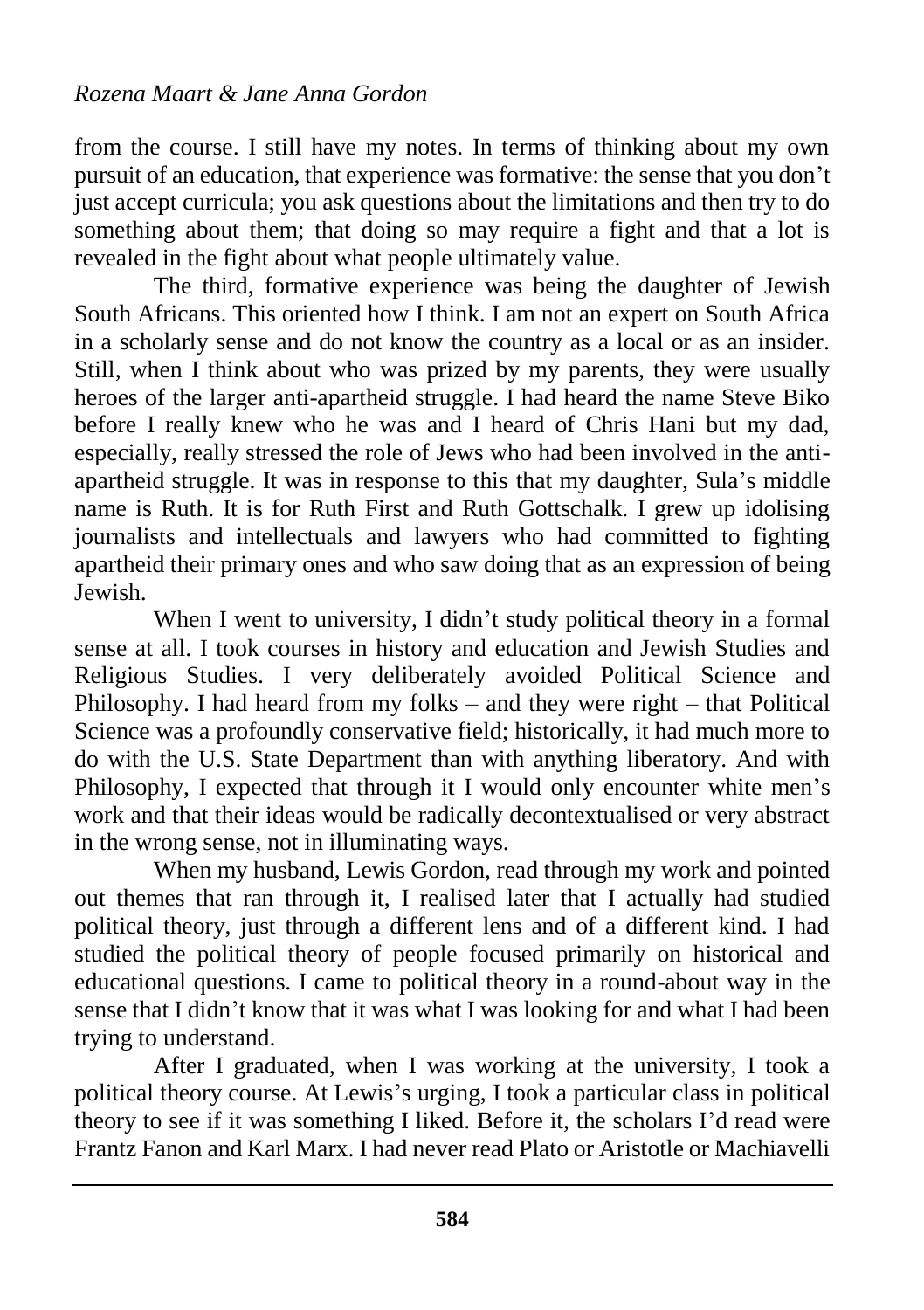from the course. I still have my notes. In terms of thinking about my own pursuit of an education, that experience was formative: the sense that you don't just accept curricula; you ask questions about the limitations and then try to do something about them; that doing so may require a fight and that a lot is revealed in the fight about what people ultimately value.

The third, formative experience was being the daughter of Jewish South Africans. This oriented how I think. I am not an expert on South Africa in a scholarly sense and do not know the country as a local or as an insider. Still, when I think about who was prized by my parents, they were usually heroes of the larger anti-apartheid struggle. I had heard the name Steve Biko before I really knew who he was and I heard of Chris Hani but my dad, especially, really stressed the role of Jews who had been involved in the anti-apartheid struggle. It was in response to this that my daughter, Sula's middle name is Ruth. It is for Ruth First and Ruth Gottschalk. I grew up idolising journalists and intellectuals and lawyers who had committed to fighting apartheid their primary ones and who saw doing that as an expression of being Jewish.

When I went to university, I didn't study political theory in a formal sense at all. I took courses in history and education and Jewish Studies and Religious Studies. I very deliberately avoided Political Science and Philosophy. I had heard from my folks – and they were right – that Political Science was a profoundly conservative field; historically, it had much more to do with the U.S. State Department than with anything liberatory. And with Philosophy, I expected that through it I would only encounter white men's work and that their ideas would be radically decontextualised or very abstract in the wrong sense, not in illuminating ways.

When my husband, Lewis Gordon, read through my work and pointed out themes that ran through it, I realised later that I actually had studied political theory, just through a different lens and of a different kind. I had studied the political theory of people focused primarily on historical and educational questions. I came to political theory in a round-about way in the sense that I didn't know that it was what I was looking for and what I had been trying to understand.

After I graduated, when I was working at the university, I took a political theory course. At Lewis's urging, I took a particular class in political theory to see if it was something I liked. Before it, the scholars I'd read were Frantz Fanon and Karl Marx. I had never read Plato or Aristotle or Machiavelli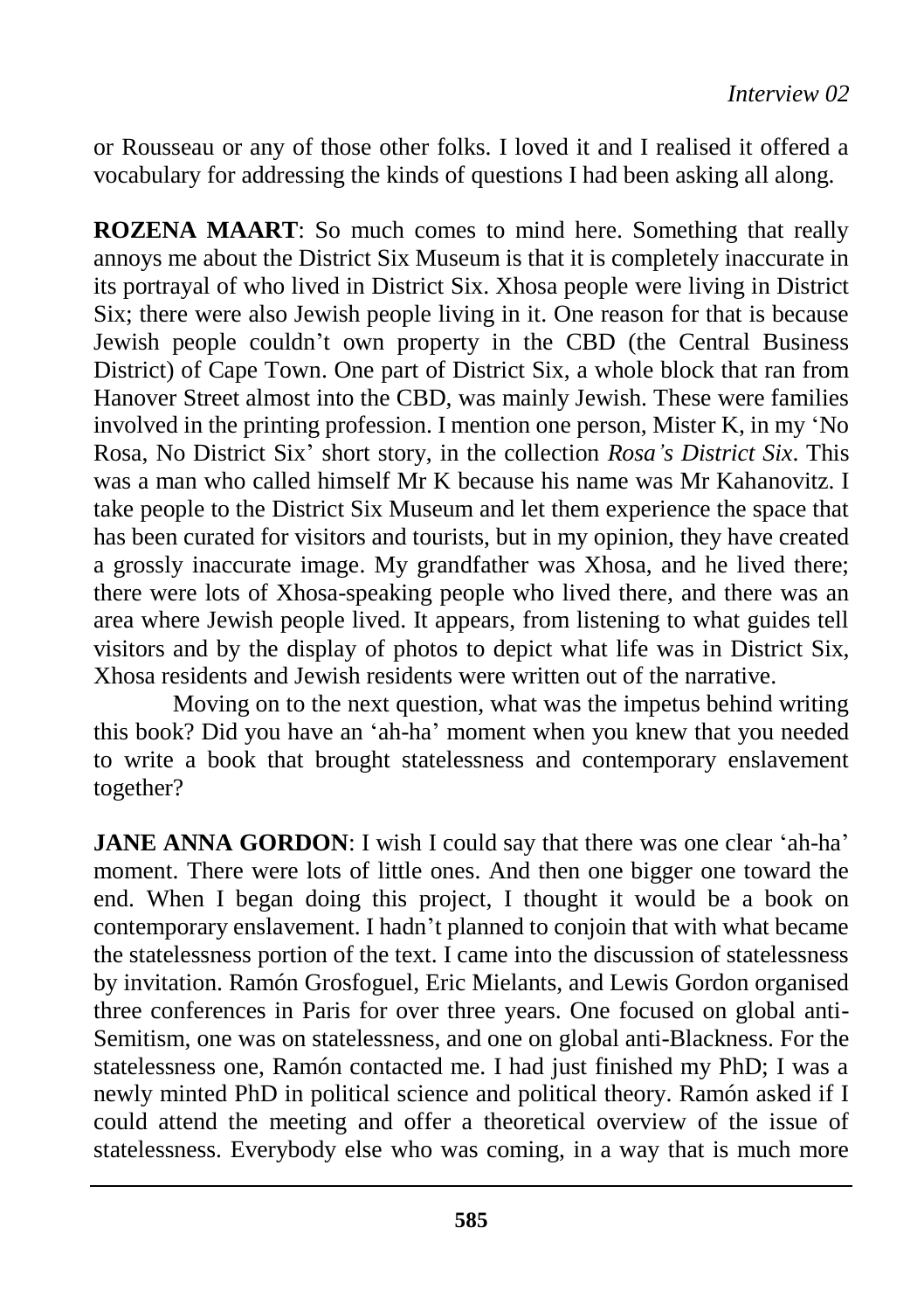or Rousseau or any of those other folks. I loved it and I realised it offered a vocabulary for addressing the kinds of questions I had been asking all along.

**ROZENA MAART**: So much comes to mind here. Something that really annoys me about the District Six Museum is that it is completely inaccurate in its portrayal of who lived in District Six. Xhosa people were living in District Six; there were also Jewish people living in it. One reason for that is because Jewish people couldn't own property in the CBD (the Central Business District) of Cape Town. One part of District Six, a whole block that ran from Hanover Street almost into the CBD, was mainly Jewish. These were families involved in the printing profession. I mention one person, Mister K, in my 'No Rosa, No District Six' short story, in the collection *Rosa's District Six*. This was a man who called himself Mr K because his name was Mr Kahanovitz. I take people to the District Six Museum and let them experience the space that has been curated for visitors and tourists, but in my opinion, they have created a grossly inaccurate image. My grandfather was Xhosa, and he lived there; there were lots of Xhosa-speaking people who lived there, and there was an area where Jewish people lived. It appears, from listening to what guides tell visitors and by the display of photos to depict what life was in District Six, Xhosa residents and Jewish residents were written out of the narrative.

Moving on to the next question, what was the impetus behind writing this book? Did you have an 'ah-ha' moment when you knew that you needed to write a book that brought statelessness and contemporary enslavement together?

**JANE ANNA GORDON**: I wish I could say that there was one clear 'ah-ha' moment. There were lots of little ones. And then one bigger one toward the end. When I began doing this project, I thought it would be a book on contemporary enslavement. I hadn't planned to conjoin that with what became the statelessness portion of the text. I came into the discussion of statelessness by invitation. Ramón Grosfoguel, Eric Mielants, and Lewis Gordon organised three conferences in Paris for over three years. One focused on global anti-Semitism, one was on statelessness, and one on global anti-Blackness. For the statelessness one, Ramón contacted me. I had just finished my PhD; I was a newly minted PhD in political science and political theory. Ramón asked if I could attend the meeting and offer a theoretical overview of the issue of statelessness. Everybody else who was coming, in a way that is much more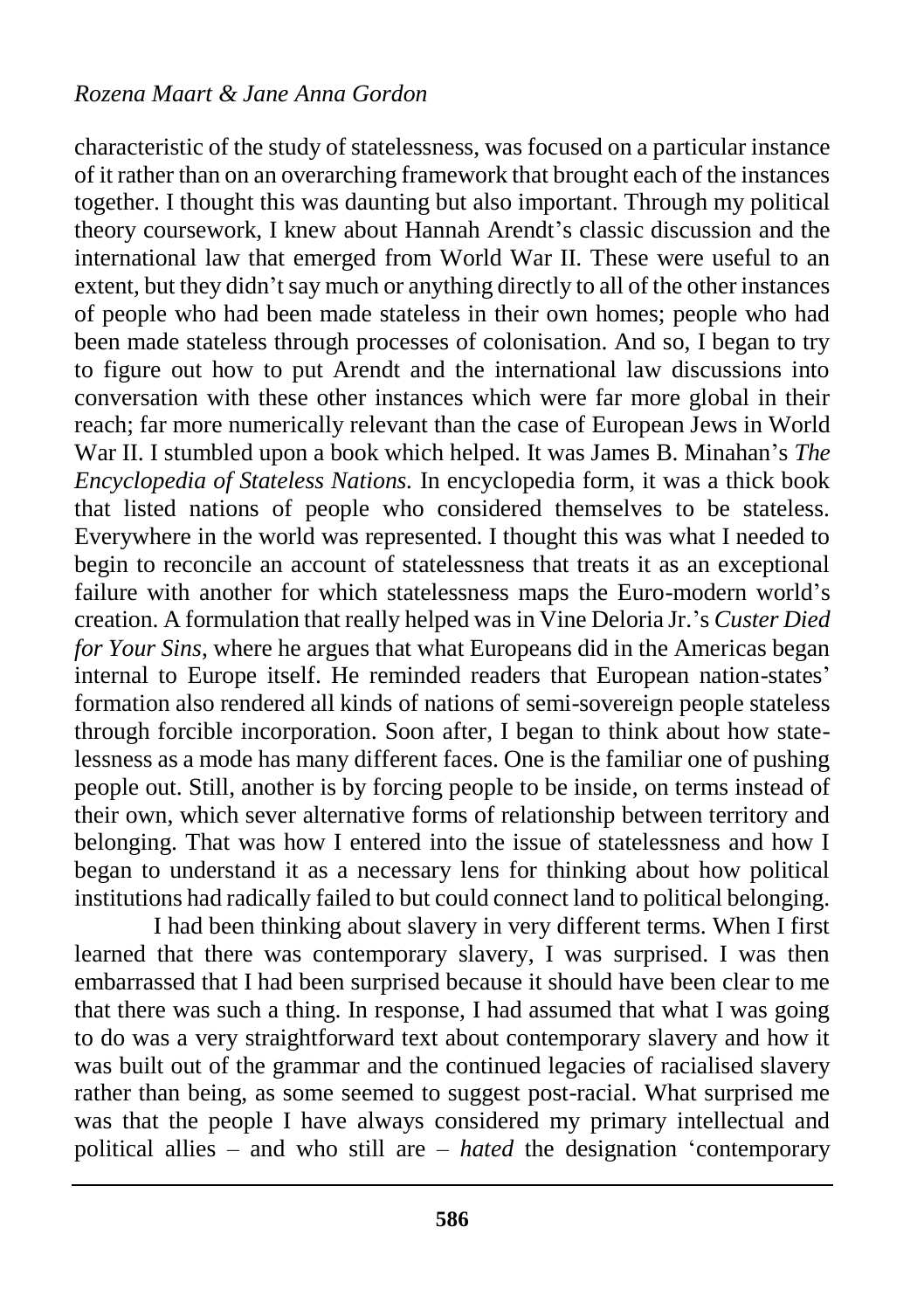characteristic of the study of statelessness, was focused on a particular instance of it rather than on an overarching framework that brought each of the instances together. I thought this was daunting but also important. Through my political theory coursework, I knew about Hannah Arendt's classic discussion and the international law that emerged from World War II. These were useful to an extent, but they didn't say much or anything directly to all of the other instances of people who had been made stateless in their own homes; people who had been made stateless through processes of colonisation. And so, I began to try to figure out how to put Arendt and the international law discussions into conversation with these other instances which were far more global in their reach; far more numerically relevant than the case of European Jews in World War II. I stumbled upon a book which helped. It was James B. Minahan's *The Encyclopedia of Stateless Nations.* In encyclopedia form, it was a thick book that listed nations of people who considered themselves to be stateless. Everywhere in the world was represented. I thought this was what I needed to begin to reconcile an account of statelessness that treats it as an exceptional failure with another for which statelessness maps the Euro-modern world's creation. A formulation that really helped was in Vine Deloria Jr.'s *Custer Died for Your Sins*, where he argues that what Europeans did in the Americas began internal to Europe itself. He reminded readers that European nation-states' formation also rendered all kinds of nations of semi-sovereign people stateless through forcible incorporation. Soon after, I began to think about how statelessness as a mode has many different faces. One is the familiar one of pushing people out. Still, another is by forcing people to be inside, on terms instead of their own, which sever alternative forms of relationship between territory and belonging. That was how I entered into the issue of statelessness and how I began to understand it as a necessary lens for thinking about how political institutions had radically failed to but could connect land to political belonging.

I had been thinking about slavery in very different terms. When I first learned that there was contemporary slavery, I was surprised. I was then embarrassed that I had been surprised because it should have been clear to me that there was such a thing. In response, I had assumed that what I was going to do was a very straightforward text about contemporary slavery and how it was built out of the grammar and the continued legacies of racialised slavery rather than being, as some seemed to suggest post-racial. What surprised me was that the people I have always considered my primary intellectual and political allies – and who still are – *hated* the designation 'contemporary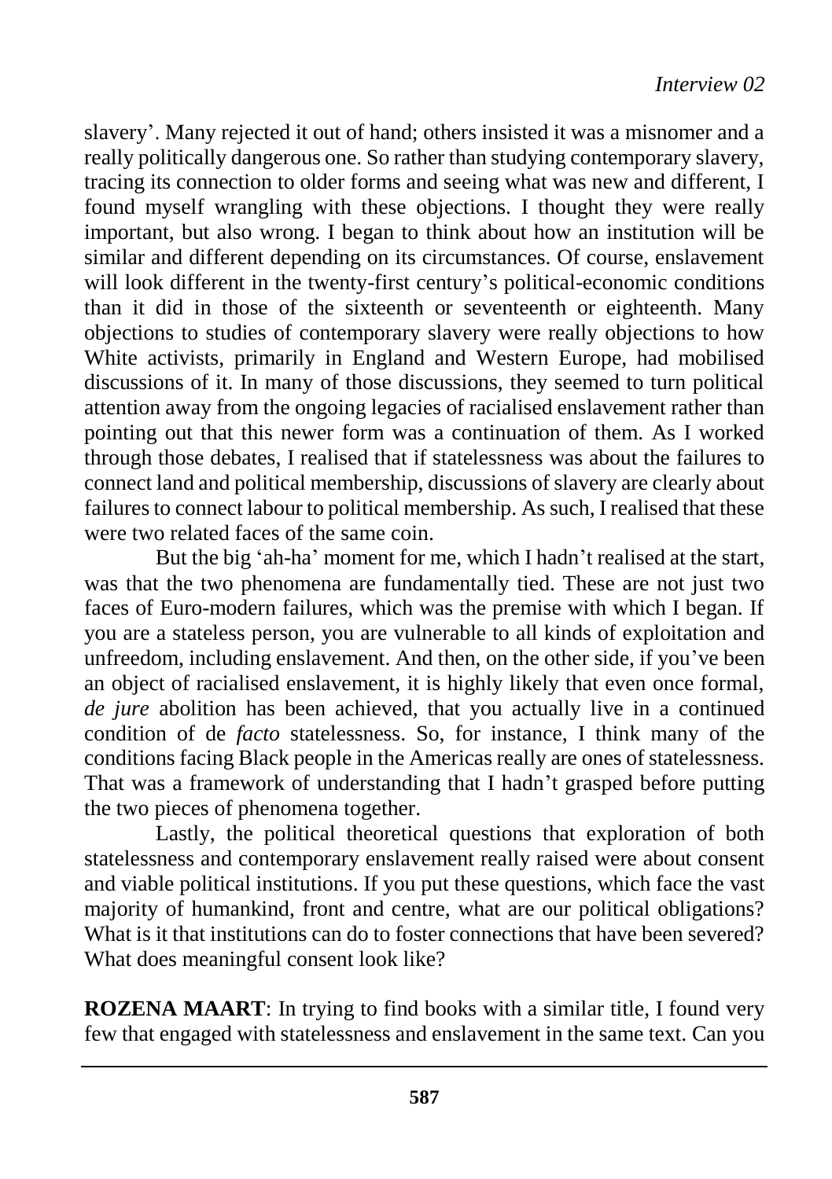slavery'. Many rejected it out of hand; others insisted it was a misnomer and a really politically dangerous one. So rather than studying contemporary slavery, tracing its connection to older forms and seeing what was new and different, I found myself wrangling with these objections. I thought they were really important, but also wrong. I began to think about how an institution will be similar and different depending on its circumstances. Of course, enslavement will look different in the twenty-first century's political-economic conditions than it did in those of the sixteenth or seventeenth or eighteenth. Many objections to studies of contemporary slavery were really objections to how White activists, primarily in England and Western Europe, had mobilised discussions of it. In many of those discussions, they seemed to turn political attention away from the ongoing legacies of racialised enslavement rather than pointing out that this newer form was a continuation of them. As I worked through those debates, I realised that if statelessness was about the failures to connect land and political membership, discussions of slavery are clearly about failures to connect labour to political membership. As such, I realised that these were two related faces of the same coin.

But the big 'ah-ha' moment for me, which I hadn't realised at the start, was that the two phenomena are fundamentally tied. These are not just two faces of Euro-modern failures, which was the premise with which I began. If you are a stateless person, you are vulnerable to all kinds of exploitation and unfreedom, including enslavement. And then, on the other side, if you've been an object of racialised enslavement, it is highly likely that even once formal, *de jure* abolition has been achieved, that you actually live in a continued condition of de *facto* statelessness. So, for instance, I think many of the conditions facing Black people in the Americas really are ones of statelessness. That was a framework of understanding that I hadn't grasped before putting the two pieces of phenomena together.

Lastly, the political theoretical questions that exploration of both statelessness and contemporary enslavement really raised were about consent and viable political institutions. If you put these questions, which face the vast majority of humankind, front and centre, what are our political obligations? What is it that institutions can do to foster connections that have been severed? What does meaningful consent look like?

**ROZENA MAART**: In trying to find books with a similar title, I found very few that engaged with statelessness and enslavement in the same text. Can you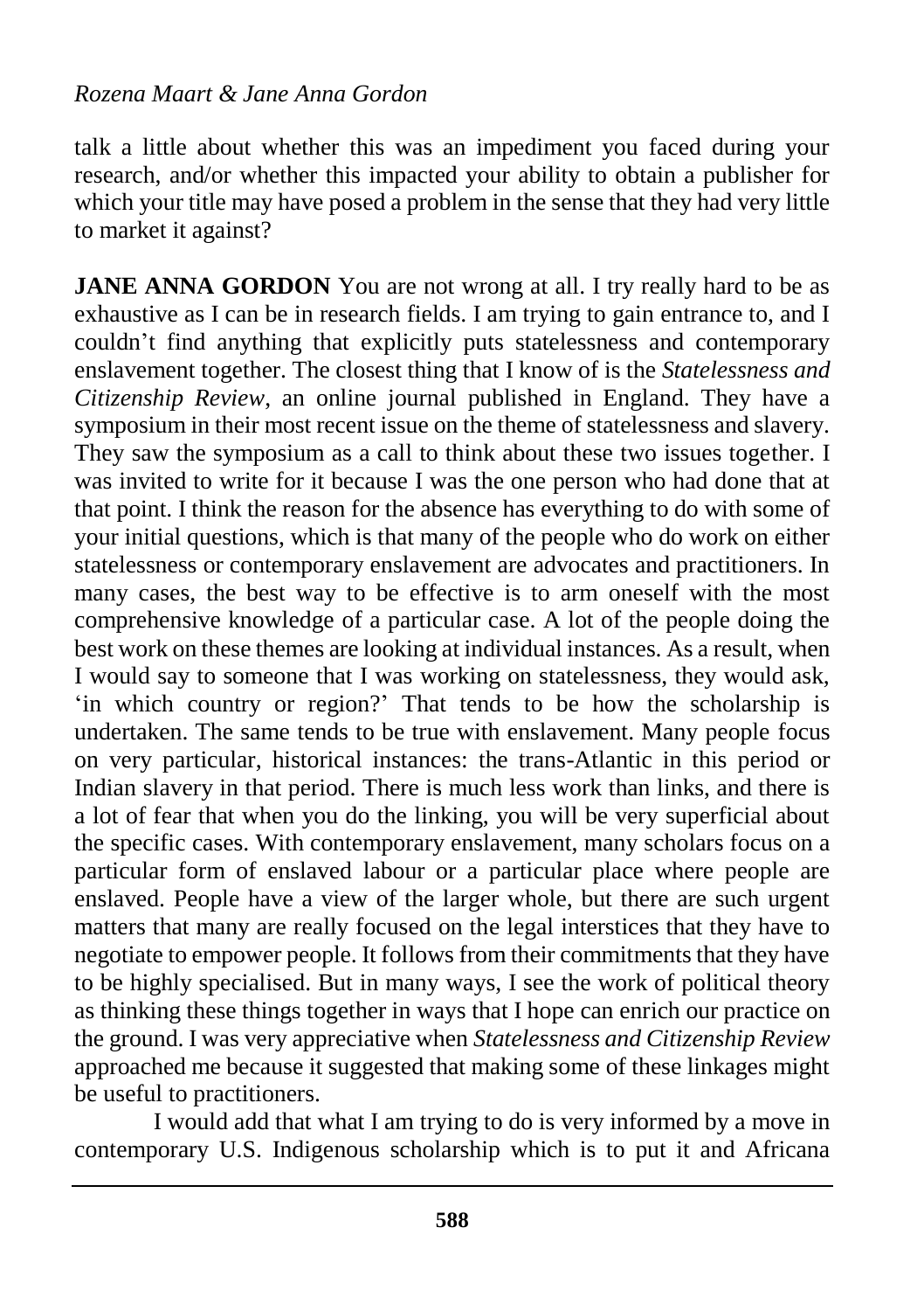talk a little about whether this was an impediment you faced during your research, and/or whether this impacted your ability to obtain a publisher for which your title may have posed a problem in the sense that they had very little to market it against?

**JANE ANNA GORDON** You are not wrong at all. I try really hard to be as exhaustive as I can be in research fields. I am trying to gain entrance to, and I couldn't find anything that explicitly puts statelessness and contemporary enslavement together. The closest thing that I know of is the *Statelessness and Citizenship Review*, an online journal published in England. They have a symposium in their most recent issue on the theme of statelessness and slavery. They saw the symposium as a call to think about these two issues together. I was invited to write for it because I was the one person who had done that at that point. I think the reason for the absence has everything to do with some of your initial questions, which is that many of the people who do work on either statelessness or contemporary enslavement are advocates and practitioners. In many cases, the best way to be effective is to arm oneself with the most comprehensive knowledge of a particular case. A lot of the people doing the best work on these themes are looking at individual instances. As a result, when I would say to someone that I was working on statelessness, they would ask, 'in which country or region?' That tends to be how the scholarship is undertaken. The same tends to be true with enslavement. Many people focus on very particular, historical instances: the trans-Atlantic in this period or Indian slavery in that period. There is much less work than links, and there is a lot of fear that when you do the linking, you will be very superficial about the specific cases. With contemporary enslavement, many scholars focus on a particular form of enslaved labour or a particular place where people are enslaved. People have a view of the larger whole, but there are such urgent matters that many are really focused on the legal interstices that they have to negotiate to empower people. It follows from their commitments that they have to be highly specialised. But in many ways, I see the work of political theory as thinking these things together in ways that I hope can enrich our practice on the ground. I was very appreciative when *Statelessness and Citizenship Review* approached me because it suggested that making some of these linkages might be useful to practitioners.

I would add that what I am trying to do is very informed by a move in contemporary U.S. Indigenous scholarship which is to put it and Africana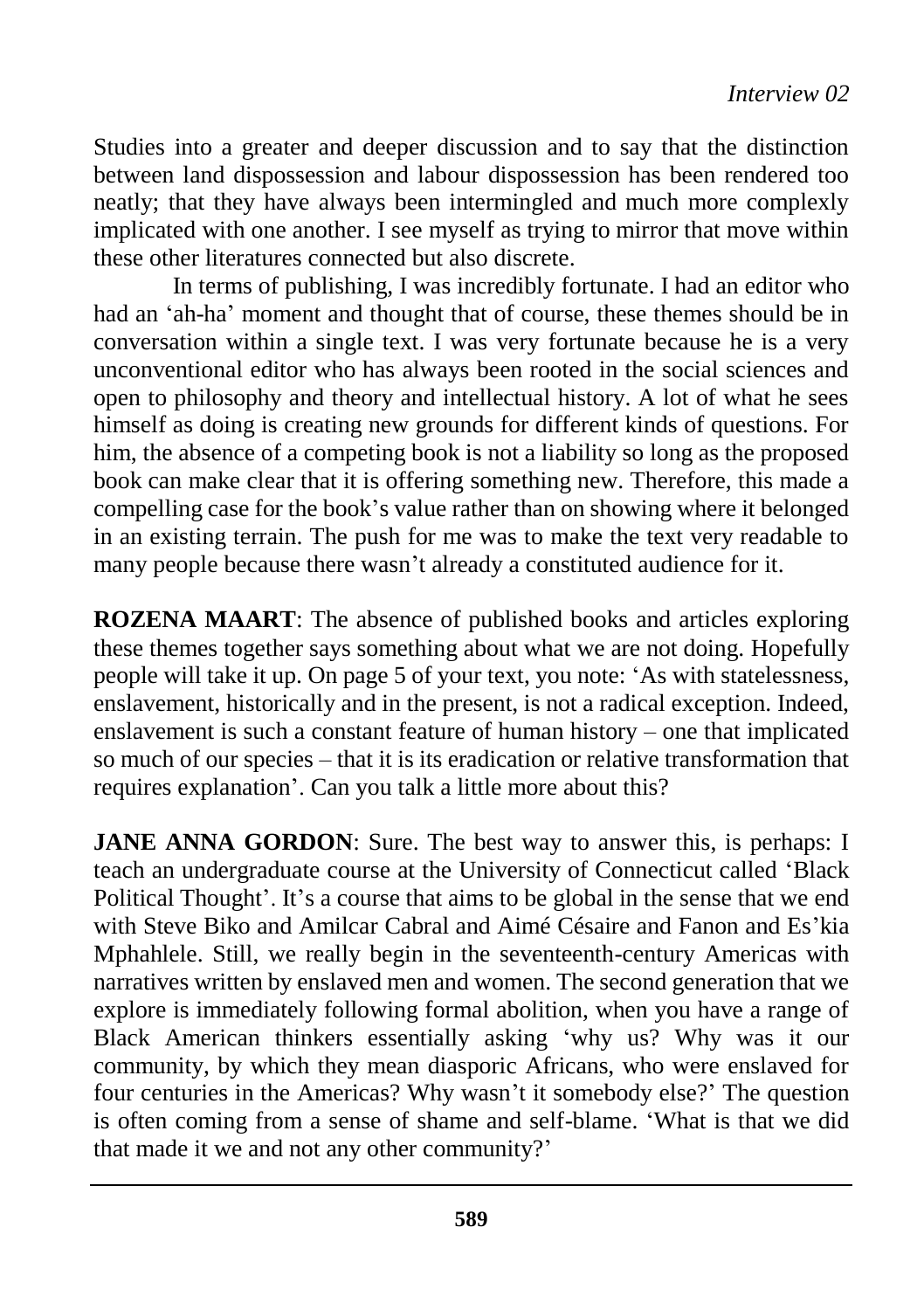Studies into a greater and deeper discussion and to say that the distinction between land dispossession and labour dispossession has been rendered too neatly; that they have always been intermingled and much more complexly implicated with one another. I see myself as trying to mirror that move within these other literatures connected but also discrete.

In terms of publishing, I was incredibly fortunate. I had an editor who had an 'ah-ha' moment and thought that of course, these themes should be in conversation within a single text. I was very fortunate because he is a very unconventional editor who has always been rooted in the social sciences and open to philosophy and theory and intellectual history. A lot of what he sees himself as doing is creating new grounds for different kinds of questions. For him, the absence of a competing book is not a liability so long as the proposed book can make clear that it is offering something new. Therefore, this made a compelling case for the book's value rather than on showing where it belonged in an existing terrain. The push for me was to make the text very readable to many people because there wasn't already a constituted audience for it.

**ROZENA MAART**: The absence of published books and articles exploring these themes together says something about what we are not doing. Hopefully people will take it up. On page 5 of your text, you note: 'As with statelessness, enslavement, historically and in the present, is not a radical exception. Indeed, enslavement is such a constant feature of human history – one that implicated so much of our species – that it is its eradication or relative transformation that requires explanation'. Can you talk a little more about this?

**JANE ANNA GORDON**: Sure. The best way to answer this, is perhaps: I teach an undergraduate course at the University of Connecticut called 'Black Political Thought'. It's a course that aims to be global in the sense that we end with Steve Biko and Amilcar Cabral and Aimé Césaire and Fanon and Es'kia Mphahlele. Still, we really begin in the seventeenth-century Americas with narratives written by enslaved men and women. The second generation that we explore is immediately following formal abolition, when you have a range of Black American thinkers essentially asking 'why us? Why was it our community, by which they mean diasporic Africans, who were enslaved for four centuries in the Americas? Why wasn't it somebody else?' The question is often coming from a sense of shame and self-blame. 'What is that we did that made it we and not any other community?'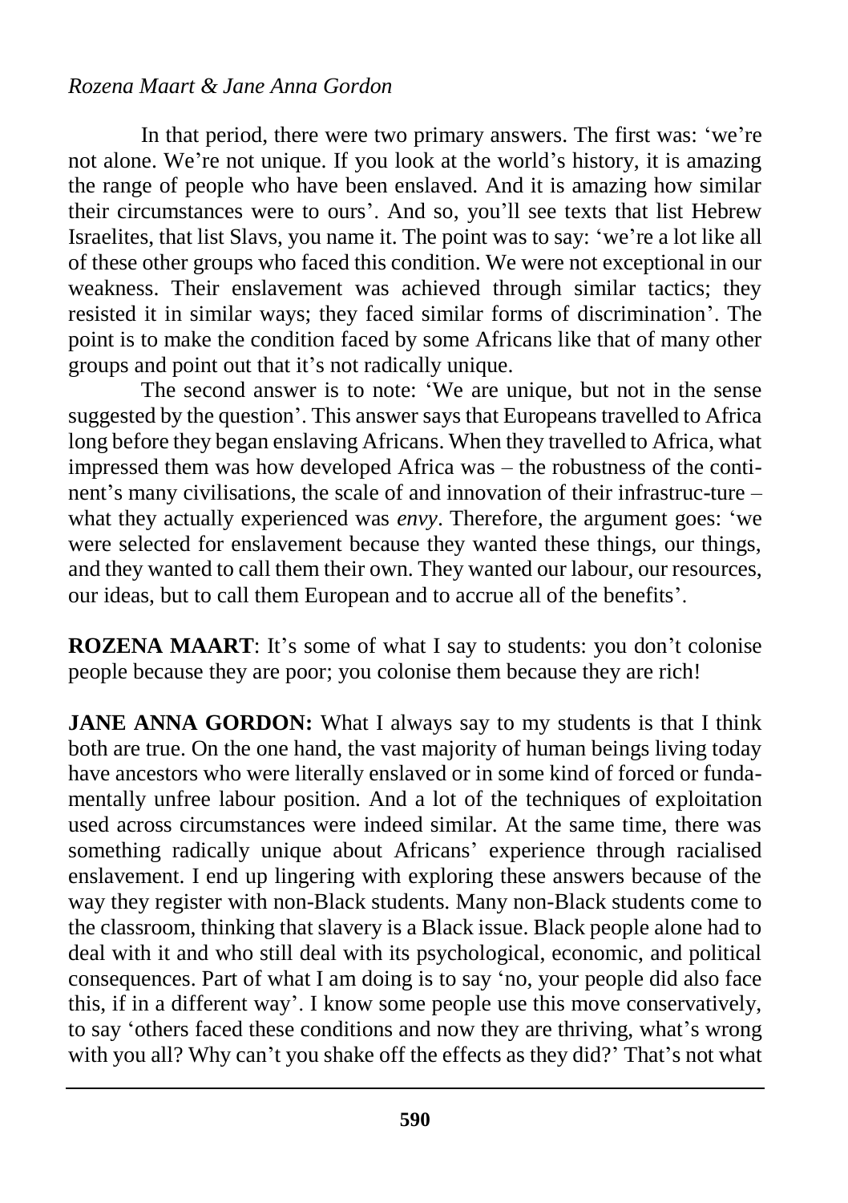In that period, there were two primary answers. The first was: 'we're not alone. We're not unique. If you look at the world's history, it is amazing the range of people who have been enslaved. And it is amazing how similar their circumstances were to ours'. And so, you'll see texts that list Hebrew Israelites, that list Slavs, you name it. The point was to say: 'we're a lot like all of these other groups who faced this condition. We were not exceptional in our weakness. Their enslavement was achieved through similar tactics; they resisted it in similar ways; they faced similar forms of discrimination'. The point is to make the condition faced by some Africans like that of many other groups and point out that it's not radically unique.

The second answer is to note: 'We are unique, but not in the sense suggested by the question'. This answer says that Europeans travelled to Africa long before they began enslaving Africans. When they travelled to Africa, what impressed them was how developed Africa was – the robustness of the continent's many civilisations, the scale of and innovation of their infrastruc-ture – what they actually experienced was *envy*. Therefore, the argument goes: 'we were selected for enslavement because they wanted these things, our things, and they wanted to call them their own. They wanted our labour, our resources, our ideas, but to call them European and to accrue all of the benefits'.

**ROZENA MAART**: It's some of what I say to students: you don't colonise people because they are poor; you colonise them because they are rich!

**JANE ANNA GORDON:** What I always say to my students is that I think both are true. On the one hand, the vast majority of human beings living today have ancestors who were literally enslaved or in some kind of forced or fundamentally unfree labour position. And a lot of the techniques of exploitation used across circumstances were indeed similar. At the same time, there was something radically unique about Africans' experience through racialised enslavement. I end up lingering with exploring these answers because of the way they register with non-Black students. Many non-Black students come to the classroom, thinking that slavery is a Black issue. Black people alone had to deal with it and who still deal with its psychological, economic, and political consequences. Part of what I am doing is to say 'no, your people did also face this, if in a different way'. I know some people use this move conservatively, to say 'others faced these conditions and now they are thriving, what's wrong with you all? Why can't you shake off the effects as they did?' That's not what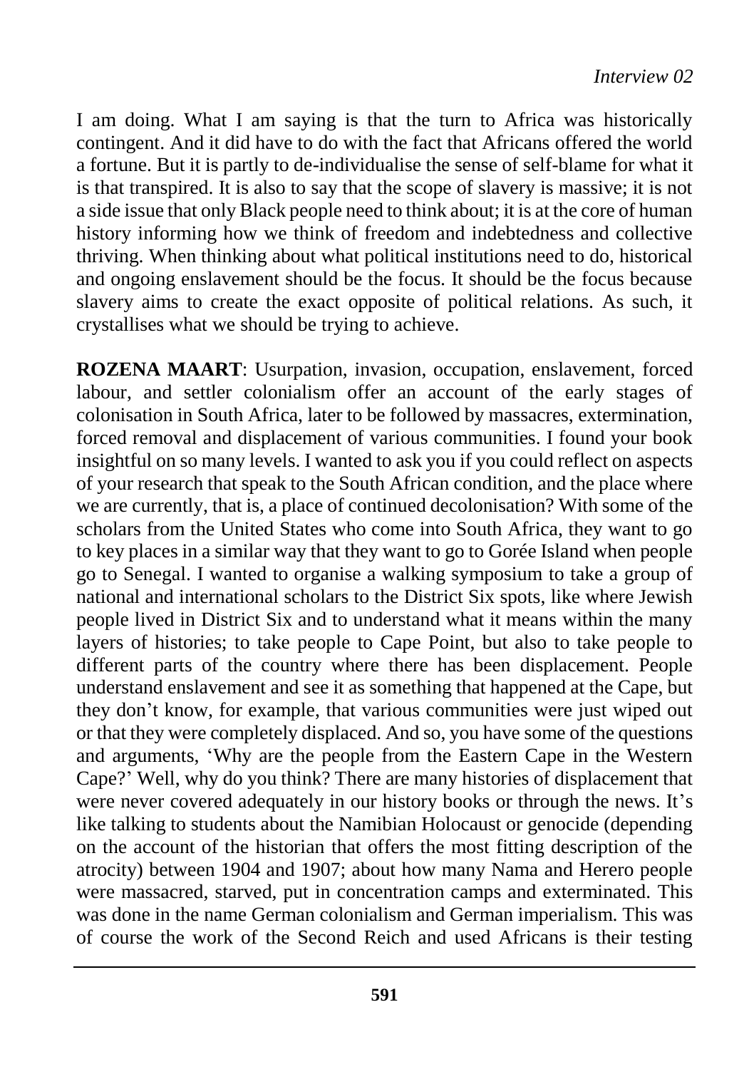I am doing. What I am saying is that the turn to Africa was historically contingent. And it did have to do with the fact that Africans offered the world a fortune. But it is partly to de-individualise the sense of self-blame for what it is that transpired. It is also to say that the scope of slavery is massive; it is not a side issue that only Black people need to think about; it is at the core of human history informing how we think of freedom and indebtedness and collective thriving. When thinking about what political institutions need to do, historical and ongoing enslavement should be the focus. It should be the focus because slavery aims to create the exact opposite of political relations. As such, it crystallises what we should be trying to achieve.

**ROZENA MAART**: Usurpation, invasion, occupation, enslavement, forced labour, and settler colonialism offer an account of the early stages of colonisation in South Africa, later to be followed by massacres, extermination, forced removal and displacement of various communities. I found your book insightful on so many levels. I wanted to ask you if you could reflect on aspects of your research that speak to the South African condition, and the place where we are currently, that is, a place of continued decolonisation? With some of the scholars from the United States who come into South Africa, they want to go to key places in a similar way that they want to go to Gorée Island when people go to Senegal. I wanted to organise a walking symposium to take a group of national and international scholars to the District Six spots, like where Jewish people lived in District Six and to understand what it means within the many layers of histories; to take people to Cape Point, but also to take people to different parts of the country where there has been displacement. People understand enslavement and see it as something that happened at the Cape, but they don't know, for example, that various communities were just wiped out or that they were completely displaced. And so, you have some of the questions and arguments, 'Why are the people from the Eastern Cape in the Western Cape?' Well, why do you think? There are many histories of displacement that were never covered adequately in our history books or through the news. It's like talking to students about the Namibian Holocaust or genocide (depending on the account of the historian that offers the most fitting description of the atrocity) between 1904 and 1907; about how many Nama and Herero people were massacred, starved, put in concentration camps and exterminated. This was done in the name German colonialism and German imperialism. This was of course the work of the Second Reich and used Africans is their testing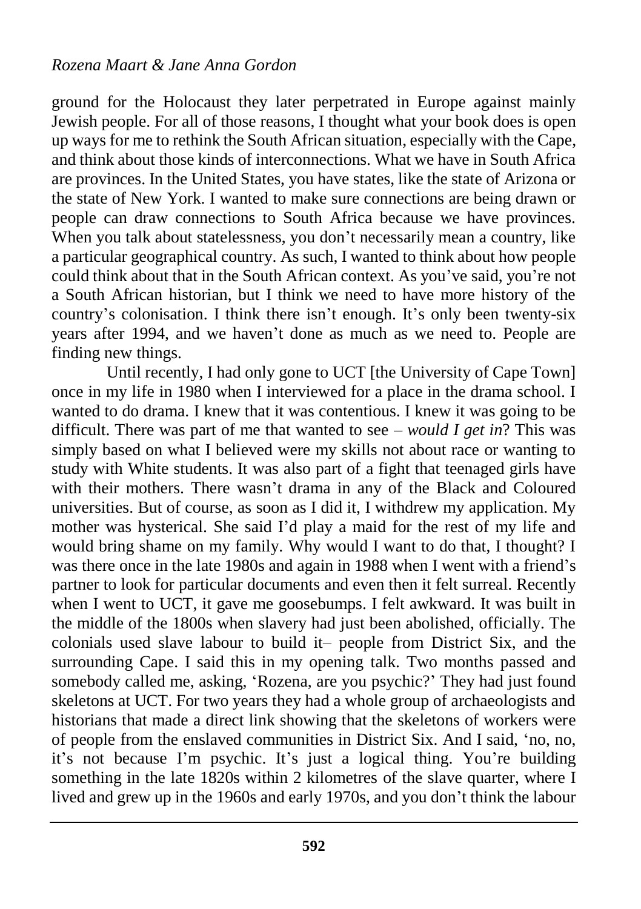ground for the Holocaust they later perpetrated in Europe against mainly Jewish people. For all of those reasons, I thought what your book does is open up ways for me to rethink the South African situation, especially with the Cape, and think about those kinds of interconnections. What we have in South Africa are provinces. In the United States, you have states, like the state of Arizona or the state of New York. I wanted to make sure connections are being drawn or people can draw connections to South Africa because we have provinces. When you talk about statelessness, you don't necessarily mean a country, like a particular geographical country. As such, I wanted to think about how people could think about that in the South African context. As you've said, you're not a South African historian, but I think we need to have more history of the country's colonisation. I think there isn't enough. It's only been twenty-six years after 1994, and we haven't done as much as we need to. People are finding new things.

Until recently, I had only gone to UCT [the University of Cape Town] once in my life in 1980 when I interviewed for a place in the drama school. I wanted to do drama. I knew that it was contentious. I knew it was going to be difficult. There was part of me that wanted to see – *would I get in*? This was simply based on what I believed were my skills not about race or wanting to study with White students. It was also part of a fight that teenaged girls have with their mothers. There wasn't drama in any of the Black and Coloured universities. But of course, as soon as I did it, I withdrew my application. My mother was hysterical. She said I'd play a maid for the rest of my life and would bring shame on my family. Why would I want to do that, I thought? I was there once in the late 1980s and again in 1988 when I went with a friend's partner to look for particular documents and even then it felt surreal. Recently when I went to UCT, it gave me goosebumps. I felt awkward. It was built in the middle of the 1800s when slavery had just been abolished, officially. The colonials used slave labour to build it– people from District Six, and the surrounding Cape. I said this in my opening talk. Two months passed and somebody called me, asking, 'Rozena, are you psychic?' They had just found skeletons at UCT. For two years they had a whole group of archaeologists and historians that made a direct link showing that the skeletons of workers were of people from the enslaved communities in District Six. And I said, 'no, no, it's not because I'm psychic. It's just a logical thing. You're building something in the late 1820s within 2 kilometres of the slave quarter, where I lived and grew up in the 1960s and early 1970s, and you don't think the labour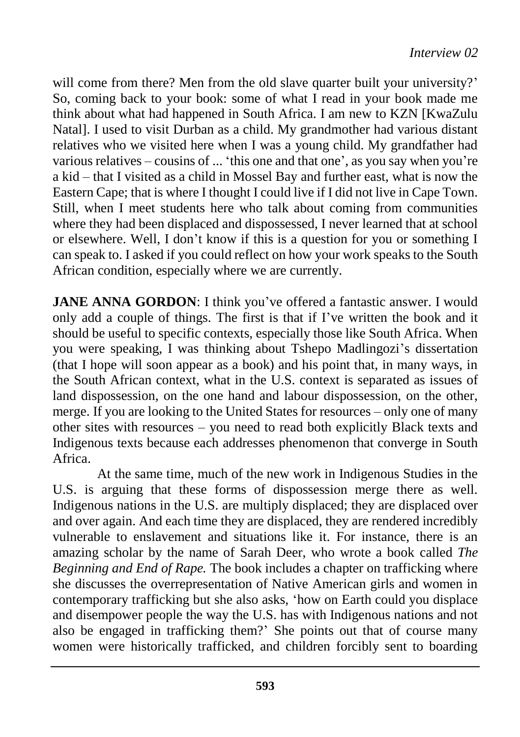will come from there? Men from the old slave quarter built your university?' So, coming back to your book: some of what I read in your book made me think about what had happened in South Africa. I am new to KZN [KwaZulu Natal]. I used to visit Durban as a child. My grandmother had various distant relatives who we visited here when I was a young child. My grandfather had various relatives – cousins of ... 'this one and that one', as you say when you're a kid – that I visited as a child in Mossel Bay and further east, what is now the Eastern Cape; that is where I thought I could live if I did not live in Cape Town. Still, when I meet students here who talk about coming from communities where they had been displaced and dispossessed, I never learned that at school or elsewhere. Well, I don't know if this is a question for you or something I can speak to. I asked if you could reflect on how your work speaks to the South African condition, especially where we are currently.

**JANE ANNA GORDON**: I think you've offered a fantastic answer. I would only add a couple of things. The first is that if I've written the book and it should be useful to specific contexts, especially those like South Africa. When you were speaking, I was thinking about Tshepo Madlingozi's dissertation (that I hope will soon appear as a book) and his point that, in many ways, in the South African context, what in the U.S. context is separated as issues of land dispossession, on the one hand and labour dispossession, on the other, merge. If you are looking to the United States for resources – only one of many other sites with resources – you need to read both explicitly Black texts and Indigenous texts because each addresses phenomenon that converge in South Africa.

At the same time, much of the new work in Indigenous Studies in the U.S. is arguing that these forms of dispossession merge there as well. Indigenous nations in the U.S. are multiply displaced; they are displaced over and over again. And each time they are displaced, they are rendered incredibly vulnerable to enslavement and situations like it. For instance, there is an amazing scholar by the name of Sarah Deer, who wrote a book called *The Beginning and End of Rape.* The book includes a chapter on trafficking where she discusses the overrepresentation of Native American girls and women in contemporary trafficking but she also asks, 'how on Earth could you displace and disempower people the way the U.S. has with Indigenous nations and not also be engaged in trafficking them?' She points out that of course many women were historically trafficked, and children forcibly sent to boarding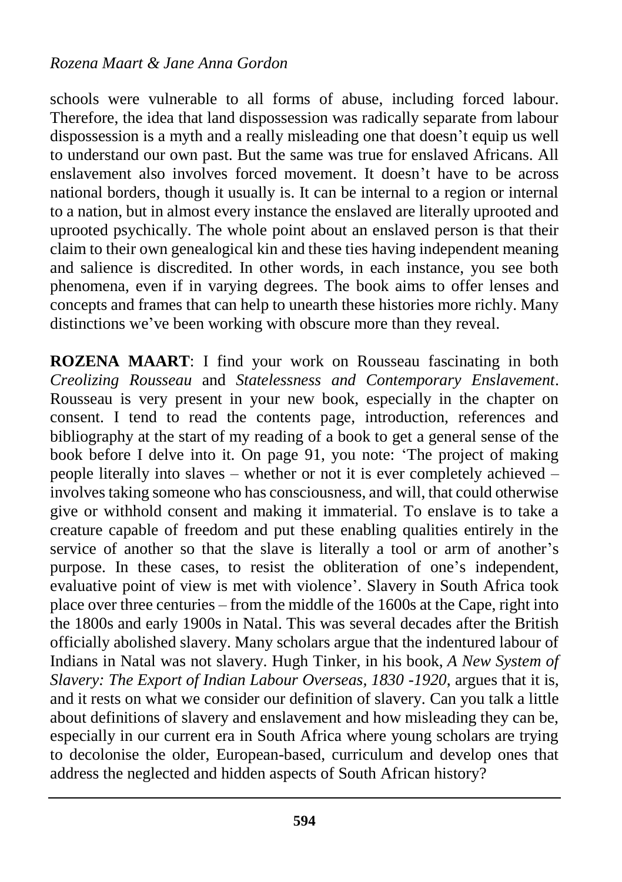schools were vulnerable to all forms of abuse, including forced labour. Therefore, the idea that land dispossession was radically separate from labour dispossession is a myth and a really misleading one that doesn't equip us well to understand our own past. But the same was true for enslaved Africans. All enslavement also involves forced movement. It doesn't have to be across national borders, though it usually is. It can be internal to a region or internal to a nation, but in almost every instance the enslaved are literally uprooted and uprooted psychically. The whole point about an enslaved person is that their claim to their own genealogical kin and these ties having independent meaning and salience is discredited. In other words, in each instance, you see both phenomena, even if in varying degrees. The book aims to offer lenses and concepts and frames that can help to unearth these histories more richly. Many distinctions we've been working with obscure more than they reveal.

**ROZENA MAART**: I find your work on Rousseau fascinating in both *Creolizing Rousseau* and *Statelessness and Contemporary Enslavement*. Rousseau is very present in your new book, especially in the chapter on consent. I tend to read the contents page, introduction, references and bibliography at the start of my reading of a book to get a general sense of the book before I delve into it. On page 91, you note: 'The project of making people literally into slaves – whether or not it is ever completely achieved – involves taking someone who has consciousness, and will, that could otherwise give or withhold consent and making it immaterial. To enslave is to take a creature capable of freedom and put these enabling qualities entirely in the service of another so that the slave is literally a tool or arm of another's purpose. In these cases, to resist the obliteration of one's independent, evaluative point of view is met with violence'. Slavery in South Africa took place over three centuries – from the middle of the 1600s at the Cape, right into the 1800s and early 1900s in Natal. This was several decades after the British officially abolished slavery. Many scholars argue that the indentured labour of Indians in Natal was not slavery. Hugh Tinker, in his book, *A New System of Slavery: The Export of Indian Labour Overseas, 1830 -1920*, argues that it is, and it rests on what we consider our definition of slavery. Can you talk a little about definitions of slavery and enslavement and how misleading they can be, especially in our current era in South Africa where young scholars are trying to decolonise the older, European-based, curriculum and develop ones that address the neglected and hidden aspects of South African history?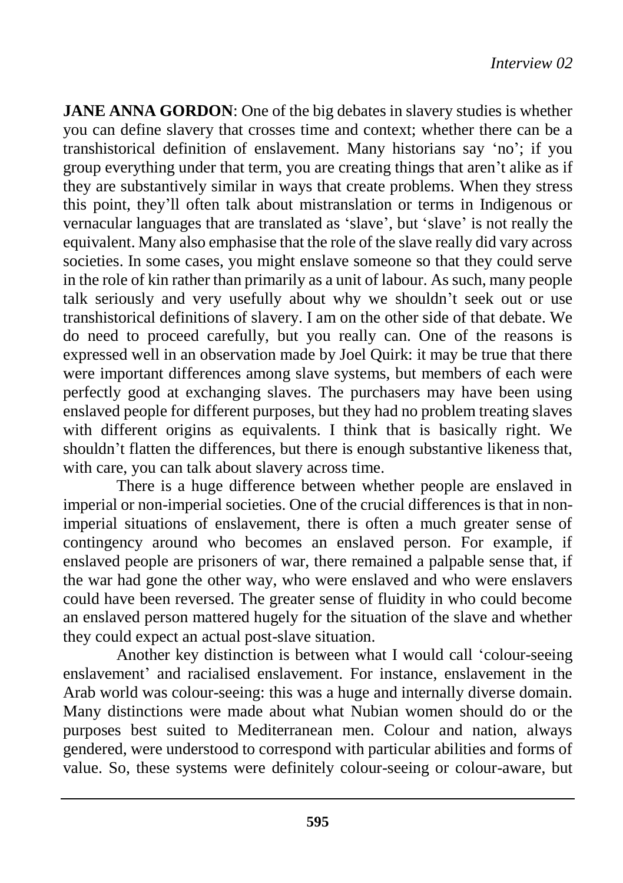**JANE ANNA GORDON**: One of the big debates in slavery studies is whether you can define slavery that crosses time and context; whether there can be a transhistorical definition of enslavement. Many historians say 'no'; if you group everything under that term, you are creating things that aren't alike as if they are substantively similar in ways that create problems. When they stress this point, they'll often talk about mistranslation or terms in Indigenous or vernacular languages that are translated as 'slave', but 'slave' is not really the equivalent. Many also emphasise that the role of the slave really did vary across societies. In some cases, you might enslave someone so that they could serve in the role of kin rather than primarily as a unit of labour. As such, many people talk seriously and very usefully about why we shouldn't seek out or use transhistorical definitions of slavery. I am on the other side of that debate. We do need to proceed carefully, but you really can. One of the reasons is expressed well in an observation made by Joel Quirk: it may be true that there were important differences among slave systems, but members of each were perfectly good at exchanging slaves. The purchasers may have been using enslaved people for different purposes, but they had no problem treating slaves with different origins as equivalents. I think that is basically right. We shouldn't flatten the differences, but there is enough substantive likeness that, with care, you can talk about slavery across time.

There is a huge difference between whether people are enslaved in imperial or non-imperial societies. One of the crucial differences is that in non-imperial situations of enslavement, there is often a much greater sense of contingency around who becomes an enslaved person. For example, if enslaved people are prisoners of war, there remained a palpable sense that, if the war had gone the other way, who were enslaved and who were enslavers could have been reversed. The greater sense of fluidity in who could become an enslaved person mattered hugely for the situation of the slave and whether they could expect an actual post-slave situation.

Another key distinction is between what I would call 'colour-seeing enslavement' and racialised enslavement. For instance, enslavement in the Arab world was colour-seeing: this was a huge and internally diverse domain. Many distinctions were made about what Nubian women should do or the purposes best suited to Mediterranean men. Colour and nation, always gendered, were understood to correspond with particular abilities and forms of value. So, these systems were definitely colour-seeing or colour-aware, but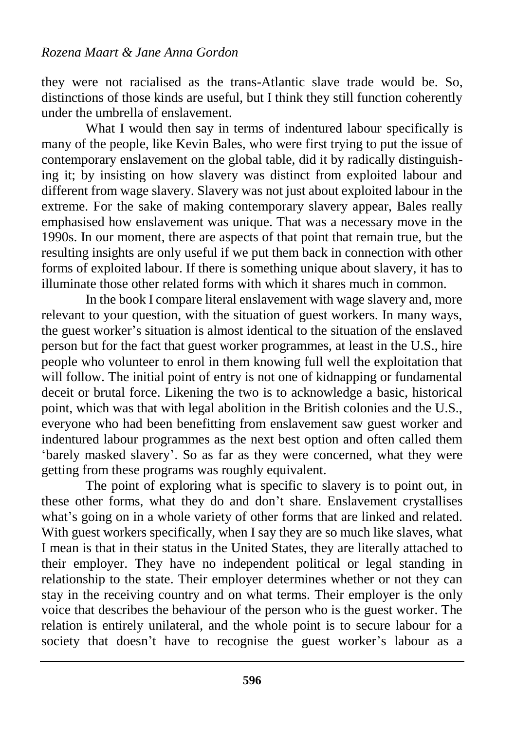they were not racialised as the trans-Atlantic slave trade would be. So, distinctions of those kinds are useful, but I think they still function coherently under the umbrella of enslavement.

What I would then say in terms of indentured labour specifically is many of the people, like Kevin Bales, who were first trying to put the issue of contemporary enslavement on the global table, did it by radically distinguishing it; by insisting on how slavery was distinct from exploited labour and different from wage slavery. Slavery was not just about exploited labour in the extreme. For the sake of making contemporary slavery appear, Bales really emphasised how enslavement was unique. That was a necessary move in the 1990s. In our moment, there are aspects of that point that remain true, but the resulting insights are only useful if we put them back in connection with other forms of exploited labour. If there is something unique about slavery, it has to illuminate those other related forms with which it shares much in common.

In the book I compare literal enslavement with wage slavery and, more relevant to your question, with the situation of guest workers. In many ways, the guest worker's situation is almost identical to the situation of the enslaved person but for the fact that guest worker programmes, at least in the U.S., hire people who volunteer to enrol in them knowing full well the exploitation that will follow. The initial point of entry is not one of kidnapping or fundamental deceit or brutal force. Likening the two is to acknowledge a basic, historical point, which was that with legal abolition in the British colonies and the U.S., everyone who had been benefitting from enslavement saw guest worker and indentured labour programmes as the next best option and often called them 'barely masked slavery'. So as far as they were concerned, what they were getting from these programs was roughly equivalent.

The point of exploring what is specific to slavery is to point out, in these other forms, what they do and don't share. Enslavement crystallises what's going on in a whole variety of other forms that are linked and related. With guest workers specifically, when I say they are so much like slaves, what I mean is that in their status in the United States, they are literally attached to their employer. They have no independent political or legal standing in relationship to the state. Their employer determines whether or not they can stay in the receiving country and on what terms. Their employer is the only voice that describes the behaviour of the person who is the guest worker. The relation is entirely unilateral, and the whole point is to secure labour for a society that doesn't have to recognise the guest worker's labour as a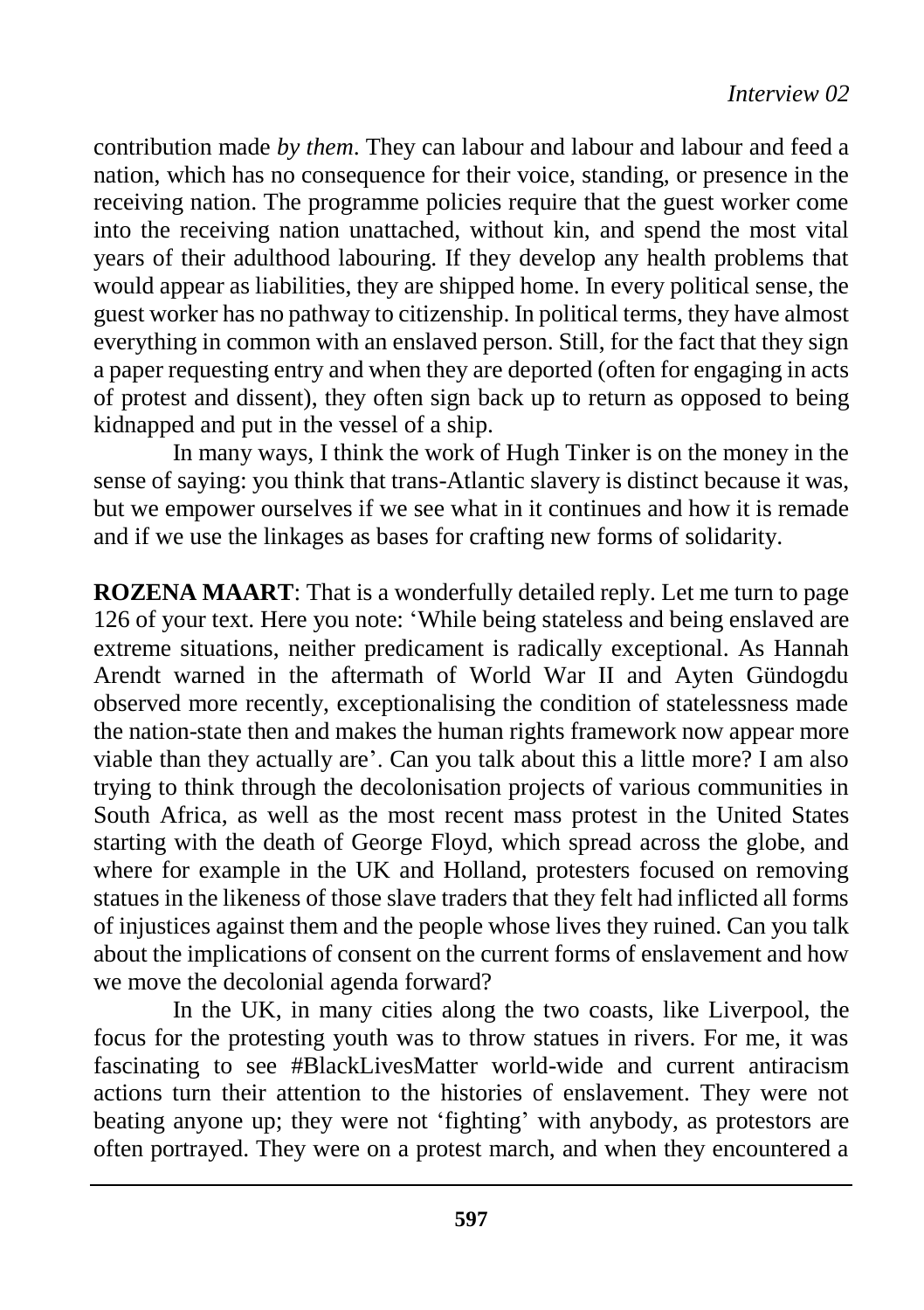contribution made *by them*. They can labour and labour and labour and feed a nation, which has no consequence for their voice, standing, or presence in the receiving nation. The programme policies require that the guest worker come into the receiving nation unattached, without kin, and spend the most vital years of their adulthood labouring. If they develop any health problems that would appear as liabilities, they are shipped home. In every political sense, the guest worker has no pathway to citizenship. In political terms, they have almost everything in common with an enslaved person. Still, for the fact that they sign a paper requesting entry and when they are deported (often for engaging in acts of protest and dissent), they often sign back up to return as opposed to being kidnapped and put in the vessel of a ship.

In many ways, I think the work of Hugh Tinker is on the money in the sense of saying: you think that trans-Atlantic slavery is distinct because it was, but we empower ourselves if we see what in it continues and how it is remade and if we use the linkages as bases for crafting new forms of solidarity.

**ROZENA MAART**: That is a wonderfully detailed reply. Let me turn to page 126 of your text. Here you note: 'While being stateless and being enslaved are extreme situations, neither predicament is radically exceptional. As Hannah Arendt warned in the aftermath of World War II and Ayten Gündogdu observed more recently, exceptionalising the condition of statelessness made the nation-state then and makes the human rights framework now appear more viable than they actually are'. Can you talk about this a little more? I am also trying to think through the decolonisation projects of various communities in South Africa, as well as the most recent mass protest in the United States starting with the death of George Floyd, which spread across the globe, and where for example in the UK and Holland, protesters focused on removing statues in the likeness of those slave traders that they felt had inflicted all forms of injustices against them and the people whose lives they ruined. Can you talk about the implications of consent on the current forms of enslavement and how we move the decolonial agenda forward?

In the UK, in many cities along the two coasts, like Liverpool, the focus for the protesting youth was to throw statues in rivers. For me, it was fascinating to see #BlackLivesMatter world-wide and current antiracism actions turn their attention to the histories of enslavement. They were not beating anyone up; they were not 'fighting' with anybody, as protestors are often portrayed. They were on a protest march, and when they encountered a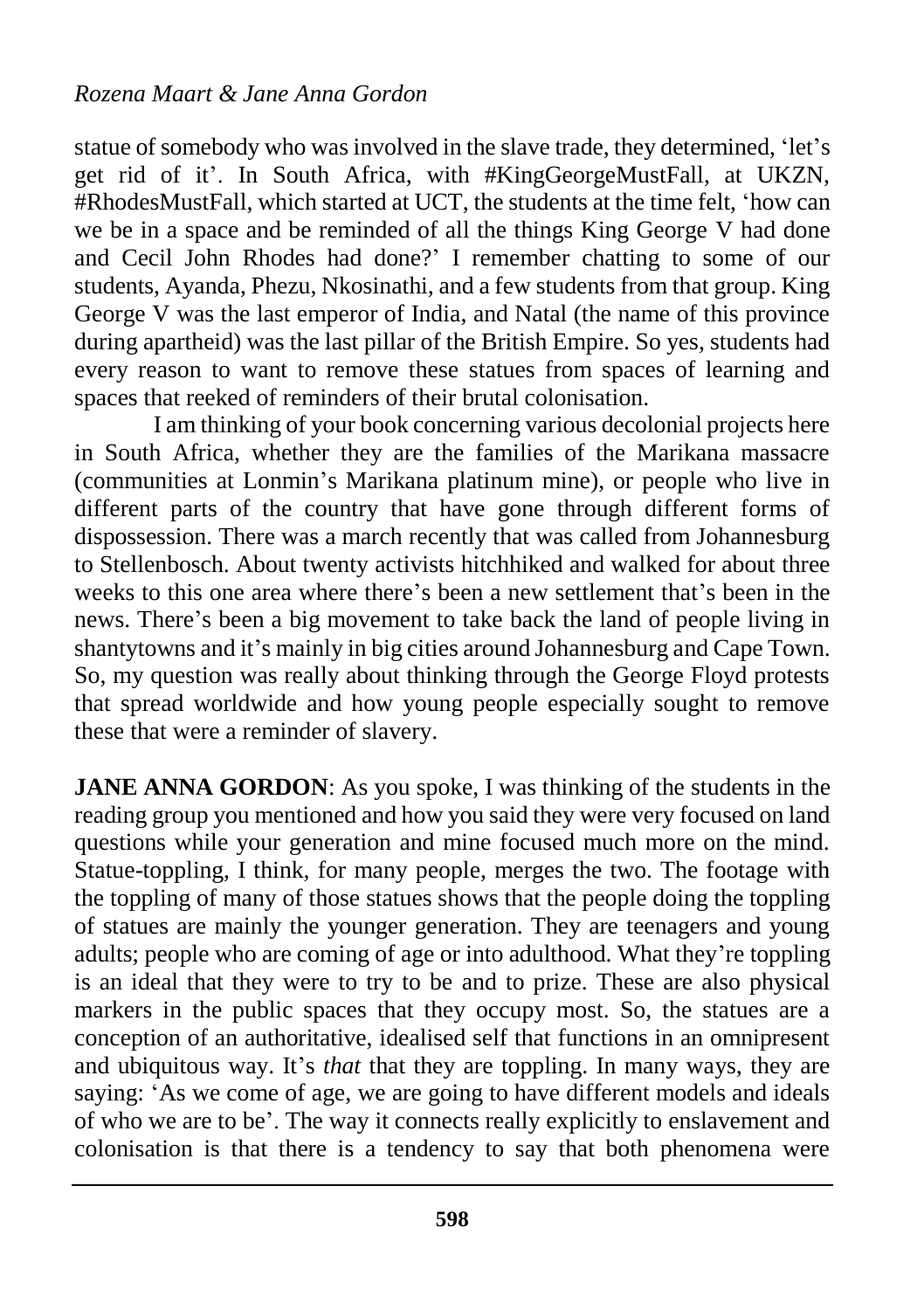statue of somebody who was involved in the slave trade, they determined, 'let's get rid of it'. In South Africa, with #KingGeorgeMustFall, at UKZN, #RhodesMustFall, which started at UCT, the students at the time felt, 'how can we be in a space and be reminded of all the things King George V had done and Cecil John Rhodes had done?' I remember chatting to some of our students, Ayanda, Phezu, Nkosinathi, and a few students from that group. King George V was the last emperor of India, and Natal (the name of this province during apartheid) was the last pillar of the British Empire. So yes, students had every reason to want to remove these statues from spaces of learning and spaces that reeked of reminders of their brutal colonisation.

I am thinking of your book concerning various decolonial projects here in South Africa, whether they are the families of the Marikana massacre (communities at Lonmin's Marikana platinum mine), or people who live in different parts of the country that have gone through different forms of dispossession. There was a march recently that was called from Johannesburg to Stellenbosch. About twenty activists hitchhiked and walked for about three weeks to this one area where there's been a new settlement that's been in the news. There's been a big movement to take back the land of people living in shantytowns and it's mainly in big cities around Johannesburg and Cape Town. So, my question was really about thinking through the George Floyd protests that spread worldwide and how young people especially sought to remove these that were a reminder of slavery.

**JANE ANNA GORDON**: As you spoke, I was thinking of the students in the reading group you mentioned and how you said they were very focused on land questions while your generation and mine focused much more on the mind. Statue-toppling, I think, for many people, merges the two. The footage with the toppling of many of those statues shows that the people doing the toppling of statues are mainly the younger generation. They are teenagers and young adults; people who are coming of age or into adulthood. What they're toppling is an ideal that they were to try to be and to prize. These are also physical markers in the public spaces that they occupy most. So, the statues are a conception of an authoritative, idealised self that functions in an omnipresent and ubiquitous way. It's *that* that they are toppling. In many ways, they are saying: 'As we come of age, we are going to have different models and ideals of who we are to be'. The way it connects really explicitly to enslavement and colonisation is that there is a tendency to say that both phenomena were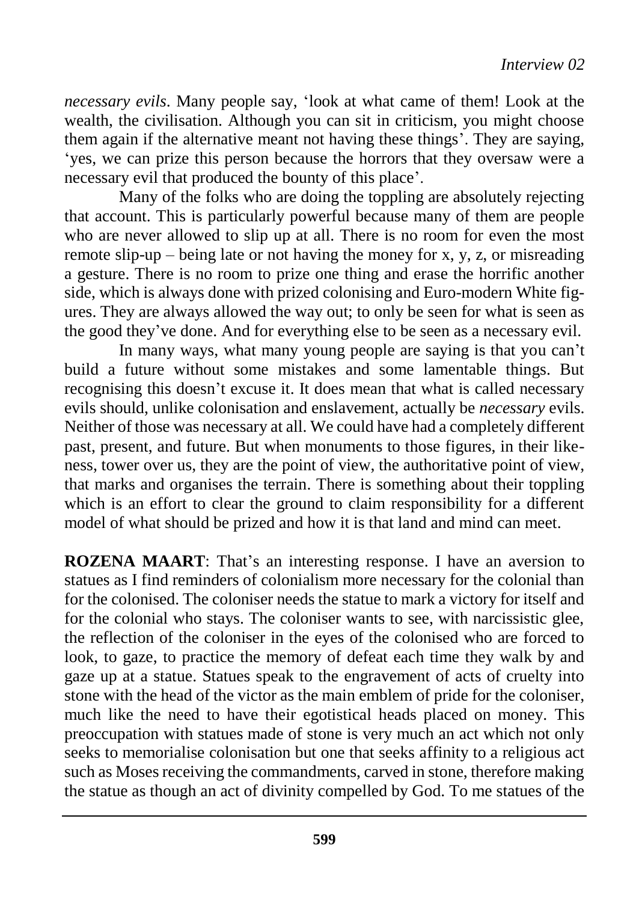*necessary evils*. Many people say, 'look at what came of them! Look at the wealth, the civilisation. Although you can sit in criticism, you might choose them again if the alternative meant not having these things'. They are saying, 'yes, we can prize this person because the horrors that they oversaw were a necessary evil that produced the bounty of this place'.

Many of the folks who are doing the toppling are absolutely rejecting that account. This is particularly powerful because many of them are people who are never allowed to slip up at all. There is no room for even the most remote slip-up – being late or not having the money for x, y, z, or misreading a gesture. There is no room to prize one thing and erase the horrific another side, which is always done with prized colonising and Euro-modern White figures. They are always allowed the way out; to only be seen for what is seen as the good they've done. And for everything else to be seen as a necessary evil.

In many ways, what many young people are saying is that you can't build a future without some mistakes and some lamentable things. But recognising this doesn't excuse it. It does mean that what is called necessary evils should, unlike colonisation and enslavement, actually be *necessary* evils. Neither of those was necessary at all. We could have had a completely different past, present, and future. But when monuments to those figures, in their likeness, tower over us, they are the point of view, the authoritative point of view, that marks and organises the terrain. There is something about their toppling which is an effort to clear the ground to claim responsibility for a different model of what should be prized and how it is that land and mind can meet.

**ROZENA MAART**: That's an interesting response. I have an aversion to statues as I find reminders of colonialism more necessary for the colonial than for the colonised. The coloniser needs the statue to mark a victory for itself and for the colonial who stays. The coloniser wants to see, with narcissistic glee, the reflection of the coloniser in the eyes of the colonised who are forced to look, to gaze, to practice the memory of defeat each time they walk by and gaze up at a statue. Statues speak to the engravement of acts of cruelty into stone with the head of the victor as the main emblem of pride for the coloniser, much like the need to have their egotistical heads placed on money. This preoccupation with statues made of stone is very much an act which not only seeks to memorialise colonisation but one that seeks affinity to a religious act such as Moses receiving the commandments, carved in stone, therefore making the statue as though an act of divinity compelled by God. To me statues of the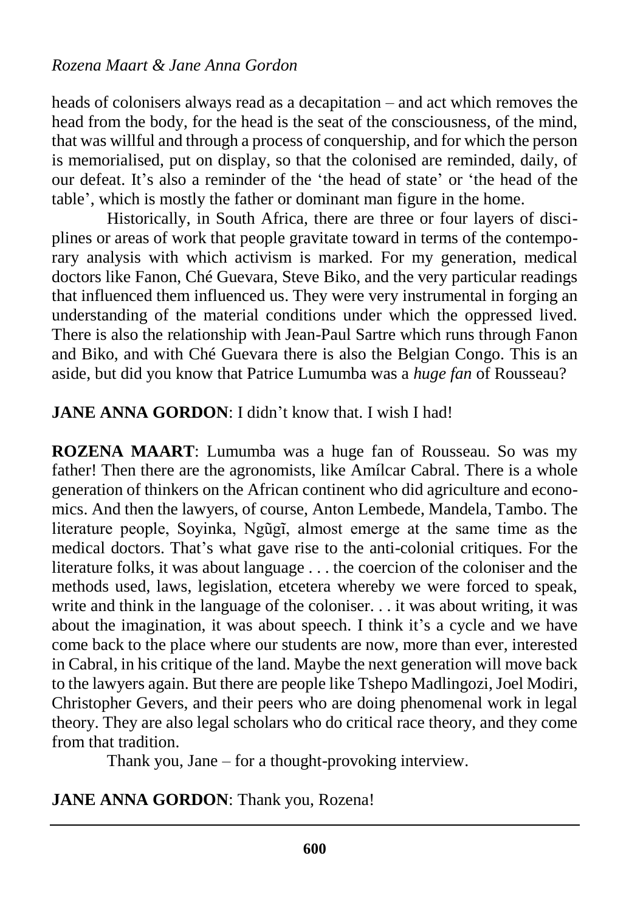heads of colonisers always read as a decapitation – and act which removes the head from the body, for the head is the seat of the consciousness, of the mind, that was willful and through a process of conquership, and for which the person is memorialised, put on display, so that the colonised are reminded, daily, of our defeat. It's also a reminder of the 'the head of state' or 'the head of the table', which is mostly the father or dominant man figure in the home.

Historically, in South Africa, there are three or four layers of disciplines or areas of work that people gravitate toward in terms of the contemporary analysis with which activism is marked. For my generation, medical doctors like Fanon, Ché Guevara, Steve Biko, and the very particular readings that influenced them influenced us. They were very instrumental in forging an understanding of the material conditions under which the oppressed lived. There is also the relationship with Jean-Paul Sartre which runs through Fanon and Biko, and with Ché Guevara there is also the Belgian Congo. This is an aside, but did you know that Patrice Lumumba was a *huge fan* of Rousseau?

**JANE ANNA GORDON**: I didn't know that. I wish I had!

**ROZENA MAART**: Lumumba was a huge fan of Rousseau. So was my father! Then there are the agronomists, like Amílcar Cabral. There is a whole generation of thinkers on the African continent who did agriculture and economics. And then the lawyers, of course, Anton Lembede, Mandela, Tambo. The literature people, Soyinka, Ngũgĩ, almost emerge at the same time as the medical doctors. That's what gave rise to the anti-colonial critiques. For the literature folks, it was about language . . . the coercion of the coloniser and the methods used, laws, legislation, etcetera whereby we were forced to speak, write and think in the language of the coloniser. . . it was about writing, it was about the imagination, it was about speech. I think it's a cycle and we have come back to the place where our students are now, more than ever, interested in Cabral, in his critique of the land. Maybe the next generation will move back to the lawyers again. But there are people like Tshepo Madlingozi, Joel Modiri, Christopher Gevers, and their peers who are doing phenomenal work in legal theory. They are also legal scholars who do critical race theory, and they come from that tradition.

Thank you, Jane – for a thought-provoking interview.

**JANE ANNA GORDON**: Thank you, Rozena!